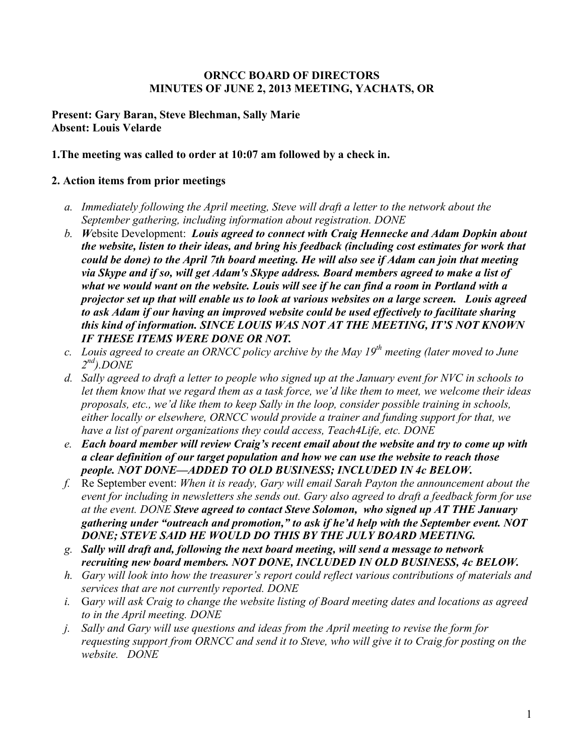**ORNCC BOARD OF DIRECTORS**
**MINUTES OF JUNE 2, 2013 MEETING, YACHATS, OR**

**Present: Gary Baran, Steve Blechman, Sally Marie**
**Absent: Louis Velarde**

**1.The meeting was called to order at 10:07 am followed by a check in.**

**2. Action items from prior meetings**

a. *Immediately following the April meeting, Steve will draft a letter to the network about the September gathering, including information about registration. DONE*
b. ***W**ebsite Development: **Louis agreed to connect with Craig Hennecke and Adam Dopkin about the website, listen to their ideas, and bring his feedback (including cost estimates for work that could be done) to the April 7th board meeting. He will also see if Adam can join that meeting via Skype and if so, will get Adam's Skype address. Board members agreed to make a list of what we would want on the website. Louis will see if he can find a room in Portland with a projector set up that will enable us to look at various websites on a large screen. Louis agreed to ask Adam if our having an improved website could be used effectively to facilitate sharing this kind of information. SINCE LOUIS WAS NOT AT THE MEETING, IT'S NOT KNOWN IF THESE ITEMS WERE DONE OR NOT.***
c. *Louis agreed to create an ORNCC policy archive by the May 19th meeting (later moved to June 2nd).DONE*
d. *Sally agreed to draft a letter to people who signed up at the January event for NVC in schools to let them know that we regard them as a task force, we'd like them to meet, we welcome their ideas proposals, etc., we'd like them to keep Sally in the loop, consider possible training in schools, either locally or elsewhere, ORNCC would provide a trainer and funding support for that, we have a list of parent organizations they could access, Teach4Life, etc. DONE*
e. ***Each board member will review Craig's recent email about the website and try to come up with a clear definition of our target population and how we can use the website to reach those people. NOT DONE—ADDED TO OLD BUSINESS; INCLUDED IN 4c BELOW.***
f. Re September event: *When it is ready, Gary will email Sarah Payton the announcement about the event for including in newsletters she sends out. Gary also agreed to draft a feedback form for use at the event. DONE **Steve agreed to contact Steve Solomon, who signed up AT THE January gathering under "outreach and promotion," to ask if he'd help with the September event. NOT DONE; STEVE SAID HE WOULD DO THIS BY THE JULY BOARD MEETING.***
g. ***Sally will draft and, following the next board meeting, will send a message to network recruiting new board members. NOT DONE, INCLUDED IN OLD BUSINESS, 4c BELOW.***
h. *Gary will look into how the treasurer's report could reflect various contributions of materials and services that are not currently reported. DONE*
i. *Gary will ask Craig to change the website listing of Board meeting dates and locations as agreed to in the April meeting. DONE*
j. *Sally and Gary will use questions and ideas from the April meeting to revise the form for requesting support from ORNCC and send it to Steve, who will give it to Craig for posting on the website. DONE*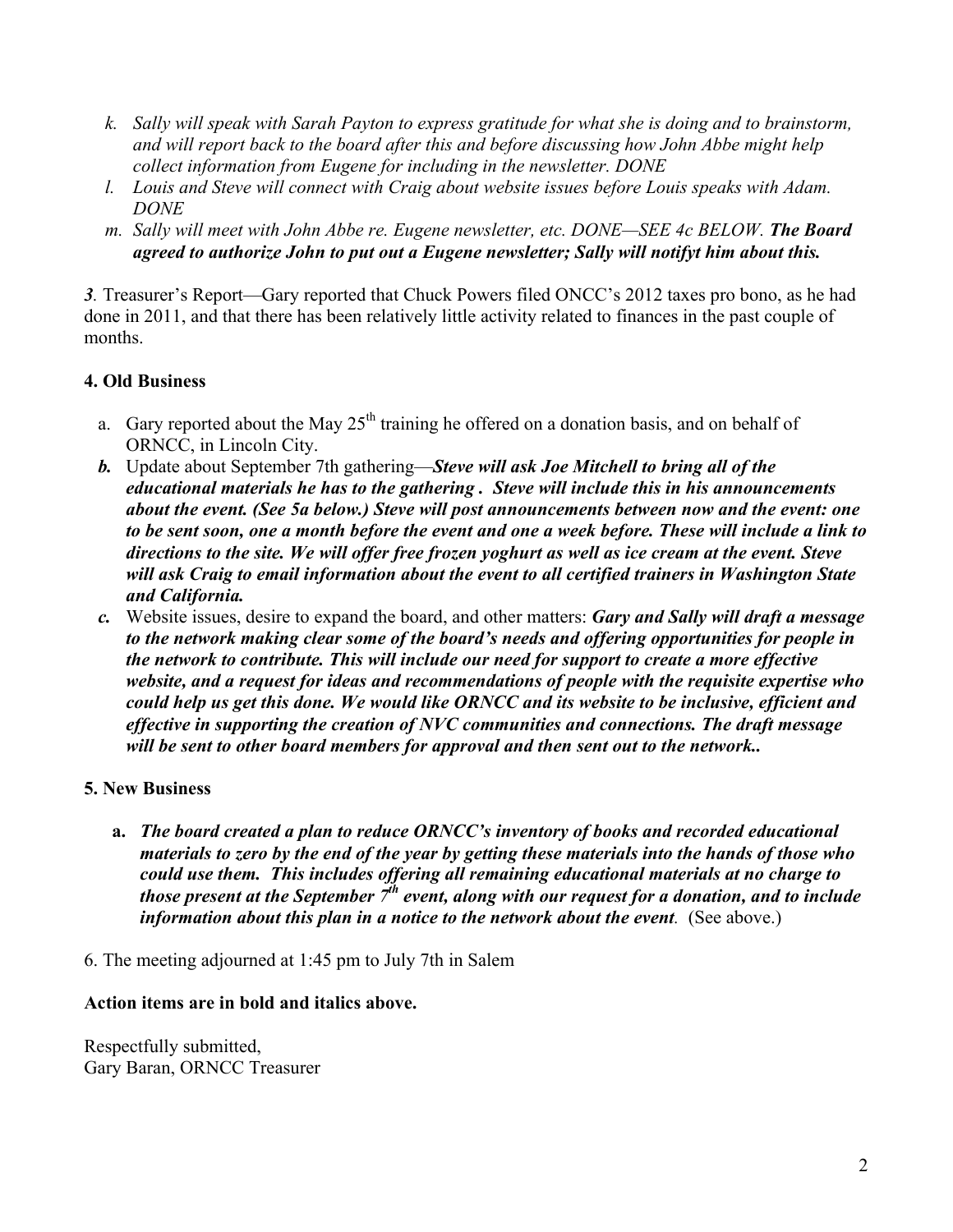k. *Sally will speak with Sarah Payton to express gratitude for what she is doing and to brainstorm, and will report back to the board after this and before discussing how John Abbe might help collect information from Eugene for including in the newsletter. DONE*

l. *Louis and Steve will connect with Craig about website issues before Louis speaks with Adam. DONE*

m. *Sally will meet with John Abbe re. Eugene newsletter, etc. DONE—SEE 4c BELOW.* ***The Board agreed to authorize John to put out a Eugene newsletter; Sally will notifyt him about this.***

***3***. Treasurer's Report—Gary reported that Chuck Powers filed ONCC's 2012 taxes pro bono, as he had done in 2011, and that there has been relatively little activity related to finances in the past couple of months.

**4. Old Business**

a. Gary reported about the May 25th training he offered on a donation basis, and on behalf of ORNCC, in Lincoln City.

***b.*** Update about September 7th gathering—***Steve will ask Joe Mitchell to bring all of the educational materials he has to the gathering . Steve will include this in his announcements about the event. (See 5a below.) Steve will post announcements between now and the event: one to be sent soon, one a month before the event and one a week before. These will include a link to directions to the site. We will offer free frozen yoghurt as well as ice cream at the event. Steve will ask Craig to email information about the event to all certified trainers in Washington State and California.***

***c.*** Website issues, desire to expand the board, and other matters: ***Gary and Sally will draft a message to the network making clear some of the board's needs and offering opportunities for people in the network to contribute. This will include our need for support to create a more effective website, and a request for ideas and recommendations of people with the requisite expertise who could help us get this done. We would like ORNCC and its website to be inclusive, efficient and effective in supporting the creation of NVC communities and connections. The draft message will be sent to other board members for approval and then sent out to the network..***

**5. New Business**

**a.** ***The board created a plan to reduce ORNCC's inventory of books and recorded educational materials to zero by the end of the year by getting these materials into the hands of those who could use them. This includes offering all remaining educational materials at no charge to those present at the September 7th event, along with our request for a donation, and to include information about this plan in a notice to the network about the event***. (See above.)

6. The meeting adjourned at 1:45 pm to July 7th in Salem

**Action items are in bold and italics above.**

Respectfully submitted,
Gary Baran, ORNCC Treasurer